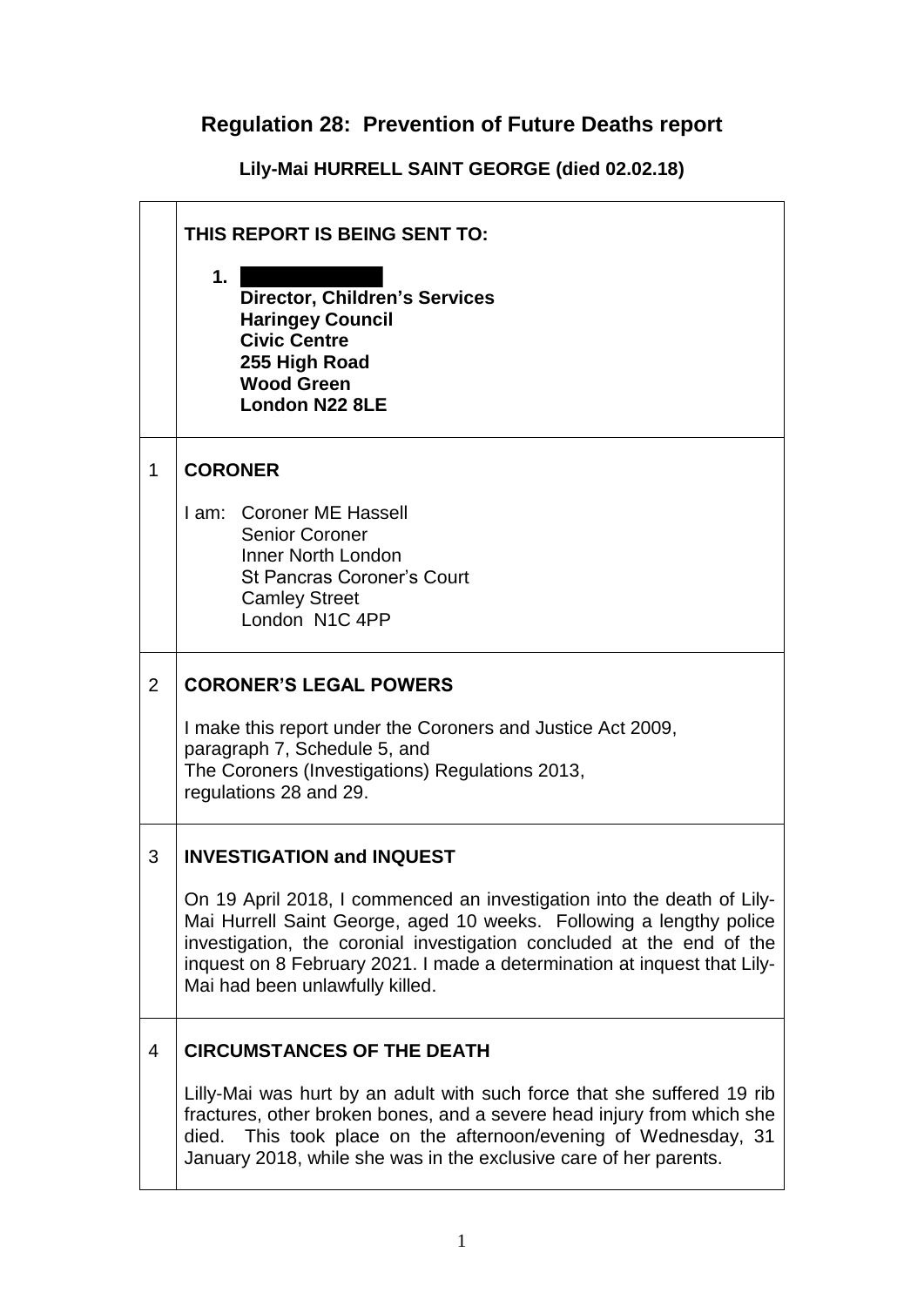# Regulation 28: Prevention of Future Deaths report

**Lily-Mai HURRELL SAINT GEORGE (died 02.02.18)**

| | |
|---|---|
| | **THIS REPORT IS BEING SENT TO:**<br><br>1. [REDACTED]<br>**Director, Children's Services**<br>**Haringey Council**<br>**Civic Centre**<br>**255 High Road**<br>**Wood Green**<br>**London N22 8LE** |
| 1 | **CORONER**<br><br>I am: Coroner ME Hassell<br>Senior Coroner<br>Inner North London<br>St Pancras Coroner's Court<br>Camley Street<br>London N1C 4PP |
| 2 | **CORONER'S LEGAL POWERS**<br><br>I make this report under the Coroners and Justice Act 2009, paragraph 7, Schedule 5, and<br>The Coroners (Investigations) Regulations 2013, regulations 28 and 29. |
| 3 | **INVESTIGATION and INQUEST**<br><br>On 19 April 2018, I commenced an investigation into the death of Lily-Mai Hurrell Saint George, aged 10 weeks. Following a lengthy police investigation, the coronial investigation concluded at the end of the inquest on 8 February 2021. I made a determination at inquest that Lily-Mai had been unlawfully killed. |
| 4 | **CIRCUMSTANCES OF THE DEATH**<br><br>Lilly-Mai was hurt by an adult with such force that she suffered 19 rib fractures, other broken bones, and a severe head injury from which she died. This took place on the afternoon/evening of Wednesday, 31 January 2018, while she was in the exclusive care of her parents. |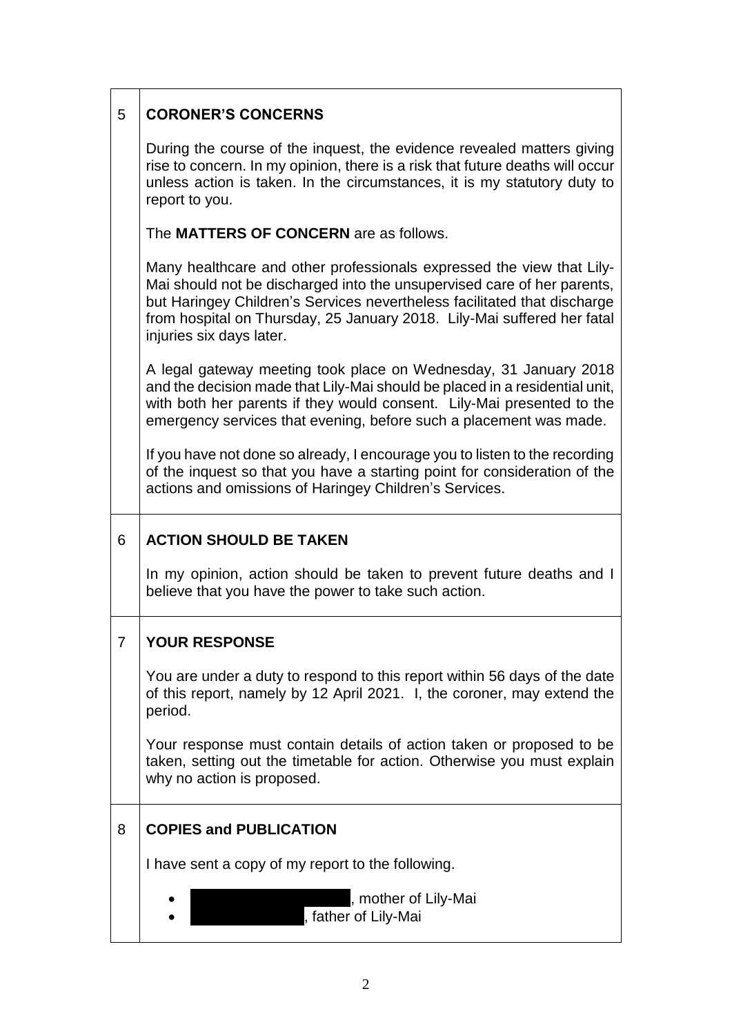## 5 CORONER'S CONCERNS

During the course of the inquest, the evidence revealed matters giving rise to concern. In my opinion, there is a risk that future deaths will occur unless action is taken. In the circumstances, it is my statutory duty to report to you.

The **MATTERS OF CONCERN** are as follows.

Many healthcare and other professionals expressed the view that Lily-Mai should not be discharged into the unsupervised care of her parents, but Haringey Children's Services nevertheless facilitated that discharge from hospital on Thursday, 25 January 2018. Lily-Mai suffered her fatal injuries six days later.

A legal gateway meeting took place on Wednesday, 31 January 2018 and the decision made that Lily-Mai should be placed in a residential unit, with both her parents if they would consent. Lily-Mai presented to the emergency services that evening, before such a placement was made.

If you have not done so already, I encourage you to listen to the recording of the inquest so that you have a starting point for consideration of the actions and omissions of Haringey Children's Services.

## 6 ACTION SHOULD BE TAKEN

In my opinion, action should be taken to prevent future deaths and I believe that you have the power to take such action.

## 7 YOUR RESPONSE

You are under a duty to respond to this report within 56 days of the date of this report, namely by 12 April 2021. I, the coroner, may extend the period.

Your response must contain details of action taken or proposed to be taken, setting out the timetable for action. Otherwise you must explain why no action is proposed.

## 8 COPIES and PUBLICATION

I have sent a copy of my report to the following.

- [REDACTED], mother of Lily-Mai
- [REDACTED], father of Lily-Mai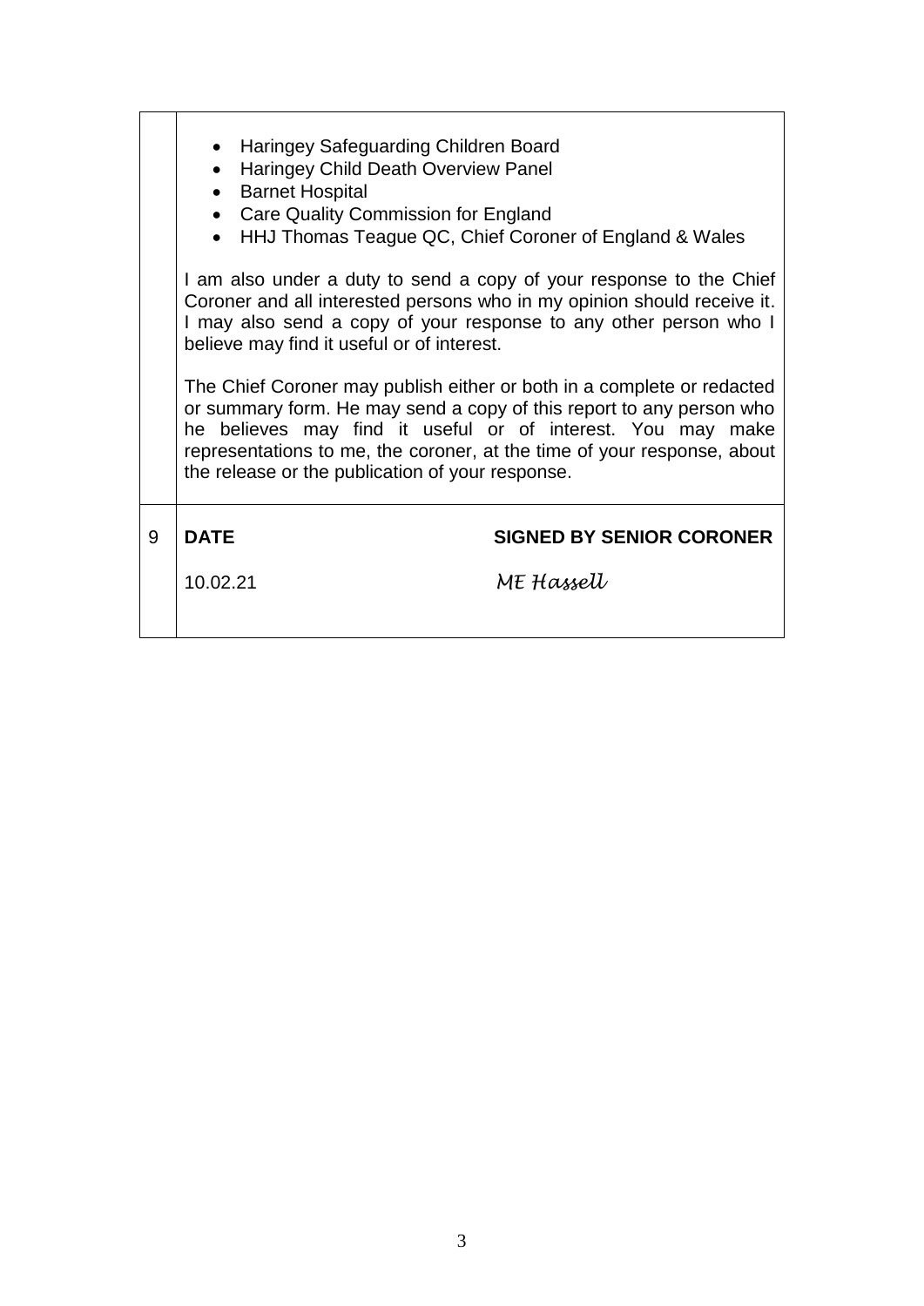- Haringey Safeguarding Children Board
- Haringey Child Death Overview Panel
- Barnet Hospital
- Care Quality Commission for England
- HHJ Thomas Teague QC, Chief Coroner of England & Wales

I am also under a duty to send a copy of your response to the Chief Coroner and all interested persons who in my opinion should receive it. I may also send a copy of your response to any other person who I believe may find it useful or of interest.

The Chief Coroner may publish either or both in a complete or redacted or summary form. He may send a copy of this report to any person who he believes may find it useful or of interest. You may make representations to me, the coroner, at the time of your response, about the release or the publication of your response.

| | | |
|---|---|---|
| 9 | **DATE** | **SIGNED BY SENIOR CORONER** |
| | 10.02.21 | *ME Hassell* |